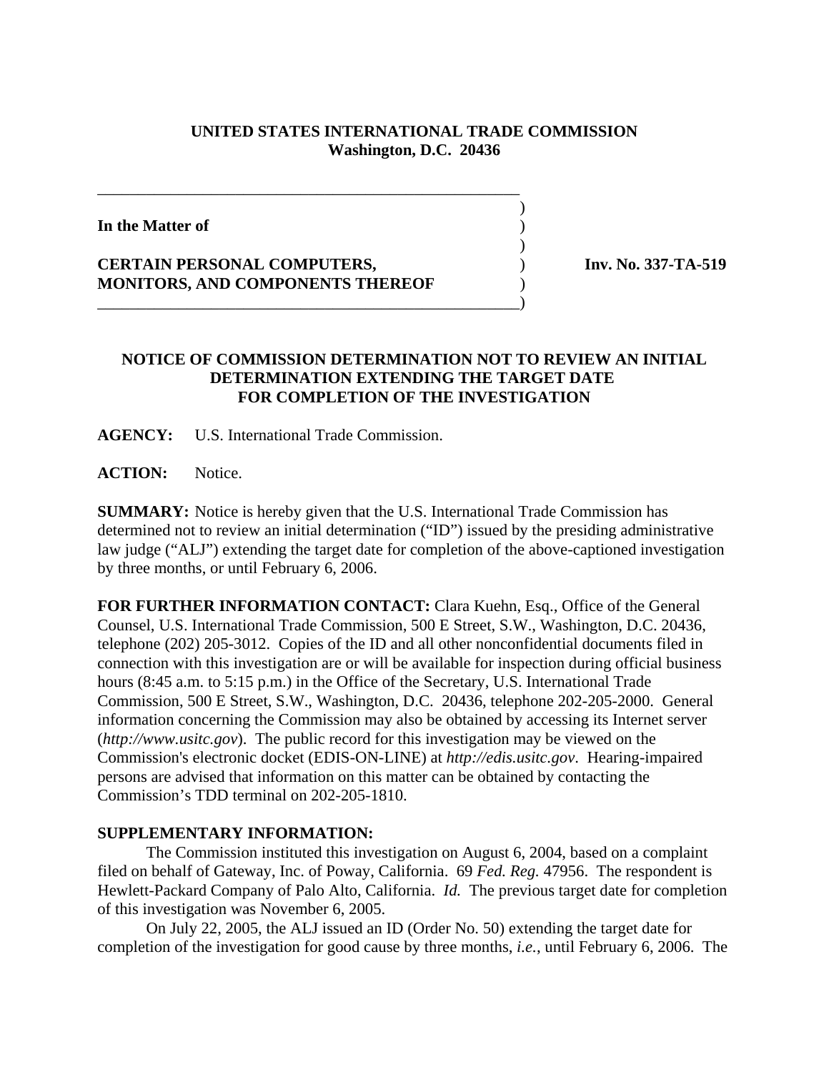**UNITED STATES INTERNATIONAL TRADE COMMISSION**
**Washington, D.C. 20436**

**In the Matter of**

**CERTAIN PERSONAL COMPUTERS, MONITORS, AND COMPONENTS THEREOF**

**Inv. No. 337-TA-519**

## NOTICE OF COMMISSION DETERMINATION NOT TO REVIEW AN INITIAL DETERMINATION EXTENDING THE TARGET DATE FOR COMPLETION OF THE INVESTIGATION

**AGENCY:** U.S. International Trade Commission.

**ACTION:** Notice.

**SUMMARY:** Notice is hereby given that the U.S. International Trade Commission has determined not to review an initial determination ("ID") issued by the presiding administrative law judge ("ALJ") extending the target date for completion of the above-captioned investigation by three months, or until February 6, 2006.

**FOR FURTHER INFORMATION CONTACT:** Clara Kuehn, Esq., Office of the General Counsel, U.S. International Trade Commission, 500 E Street, S.W., Washington, D.C. 20436, telephone (202) 205-3012. Copies of the ID and all other nonconfidential documents filed in connection with this investigation are or will be available for inspection during official business hours (8:45 a.m. to 5:15 p.m.) in the Office of the Secretary, U.S. International Trade Commission, 500 E Street, S.W., Washington, D.C. 20436, telephone 202-205-2000. General information concerning the Commission may also be obtained by accessing its Internet server (*http://www.usitc.gov*). The public record for this investigation may be viewed on the Commission's electronic docket (EDIS-ON-LINE) at *http://edis.usitc.gov*. Hearing-impaired persons are advised that information on this matter can be obtained by contacting the Commission's TDD terminal on 202-205-1810.

**SUPPLEMENTARY INFORMATION:**

The Commission instituted this investigation on August 6, 2004, based on a complaint filed on behalf of Gateway, Inc. of Poway, California. 69 *Fed. Reg.* 47956. The respondent is Hewlett-Packard Company of Palo Alto, California. *Id.* The previous target date for completion of this investigation was November 6, 2005.

On July 22, 2005, the ALJ issued an ID (Order No. 50) extending the target date for completion of the investigation for good cause by three months, *i.e.*, until February 6, 2006. The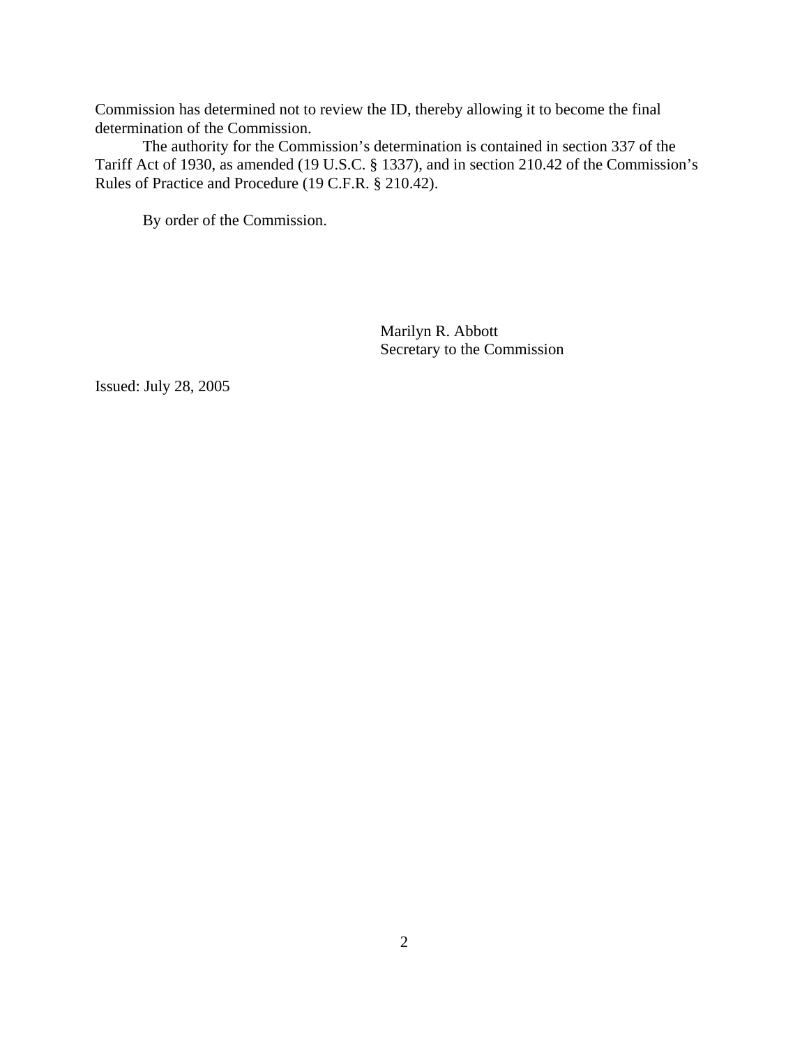Commission has determined not to review the ID, thereby allowing it to become the final determination of the Commission.

The authority for the Commission's determination is contained in section 337 of the Tariff Act of 1930, as amended (19 U.S.C. § 1337), and in section 210.42 of the Commission's Rules of Practice and Procedure (19 C.F.R. § 210.42).

By order of the Commission.

Marilyn R. Abbott
Secretary to the Commission

Issued: July 28, 2005